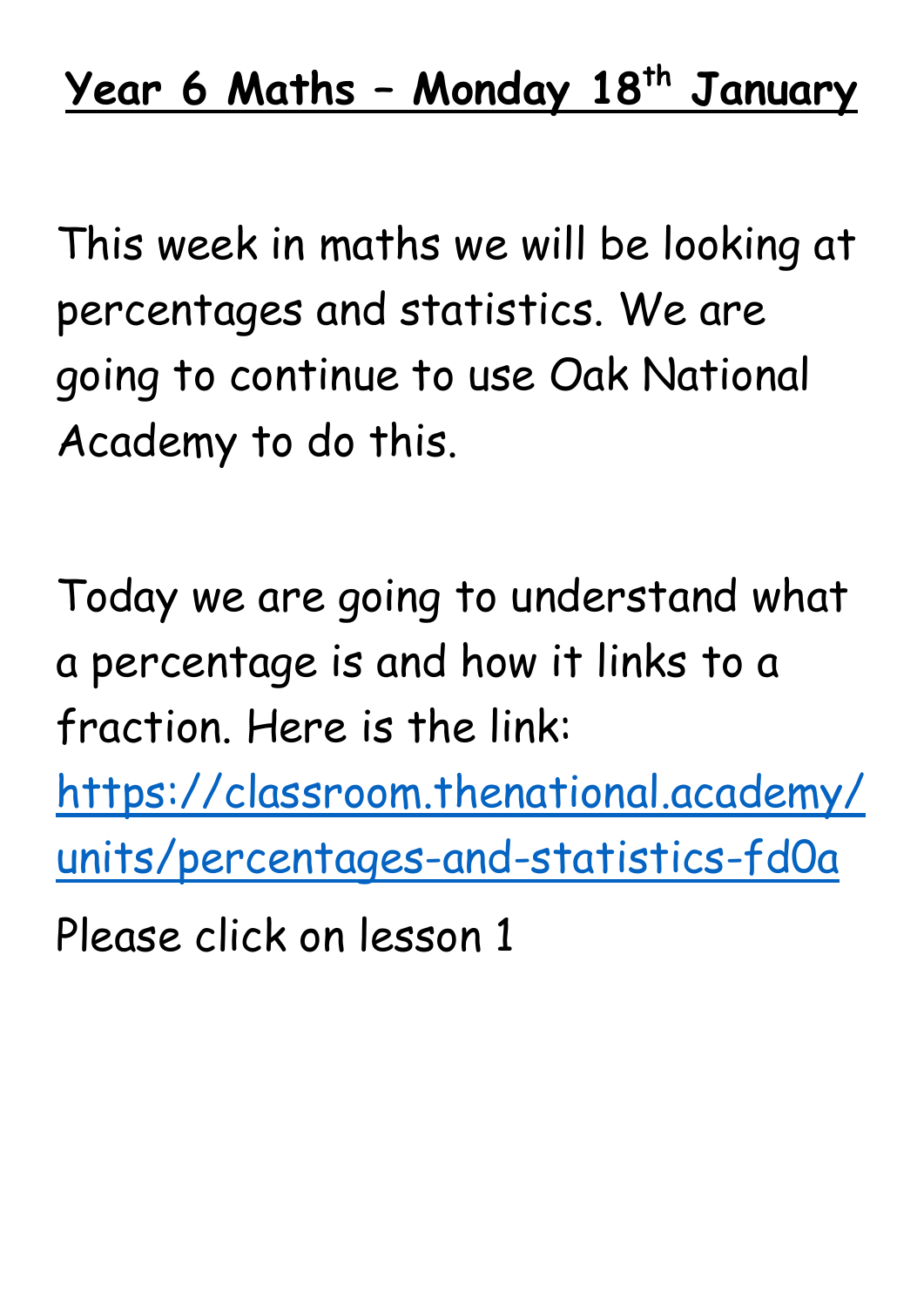# Year 6 Maths – Monday 18th January

This week in maths we will be looking at percentages and statistics. We are going to continue to use Oak National Academy to do this.

Today we are going to understand what a percentage is and how it links to a fraction. Here is the link: https://classroom.thenational.academy/units/percentages-and-statistics-fd0a

Please click on lesson 1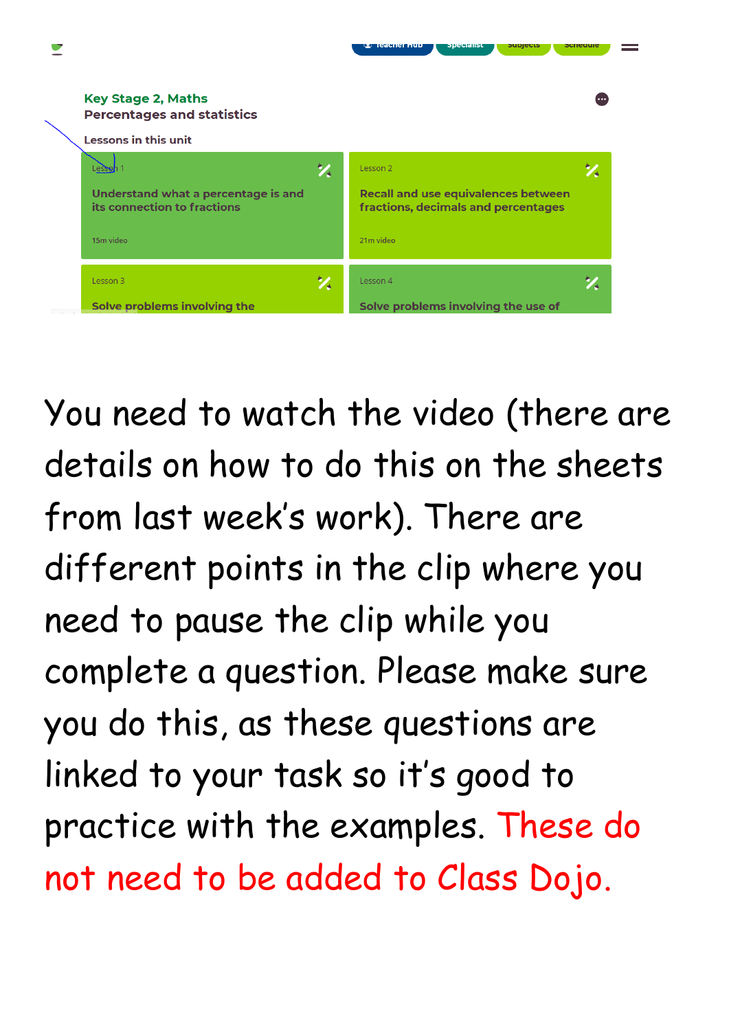Key Stage 2, Maths

Percentages and statistics

Lessons in this unit

Lesson 1

Understand what a percentage is and its connection to fractions

15m video

Lesson 2

Recall and use equivalences between fractions, decimals and percentages

21m video

Lesson 3

Solve problems involving the

Lesson 4

Solve problems involving the use of

You need to watch the video (there are details on how to do this on the sheets from last week's work). There are different points in the clip where you need to pause the clip while you complete a question. Please make sure you do this, as these questions are linked to your task so it's good to practice with the examples. These do not need to be added to Class Dojo.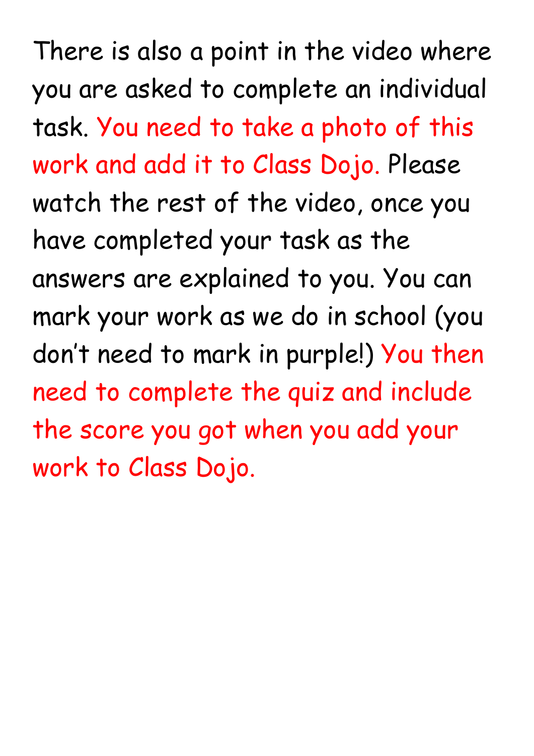There is also a point in the video where you are asked to complete an individual task. You need to take a photo of this work and add it to Class Dojo. Please watch the rest of the video, once you have completed your task as the answers are explained to you. You can mark your work as we do in school (you don't need to mark in purple!) You then need to complete the quiz and include the score you got when you add your work to Class Dojo.